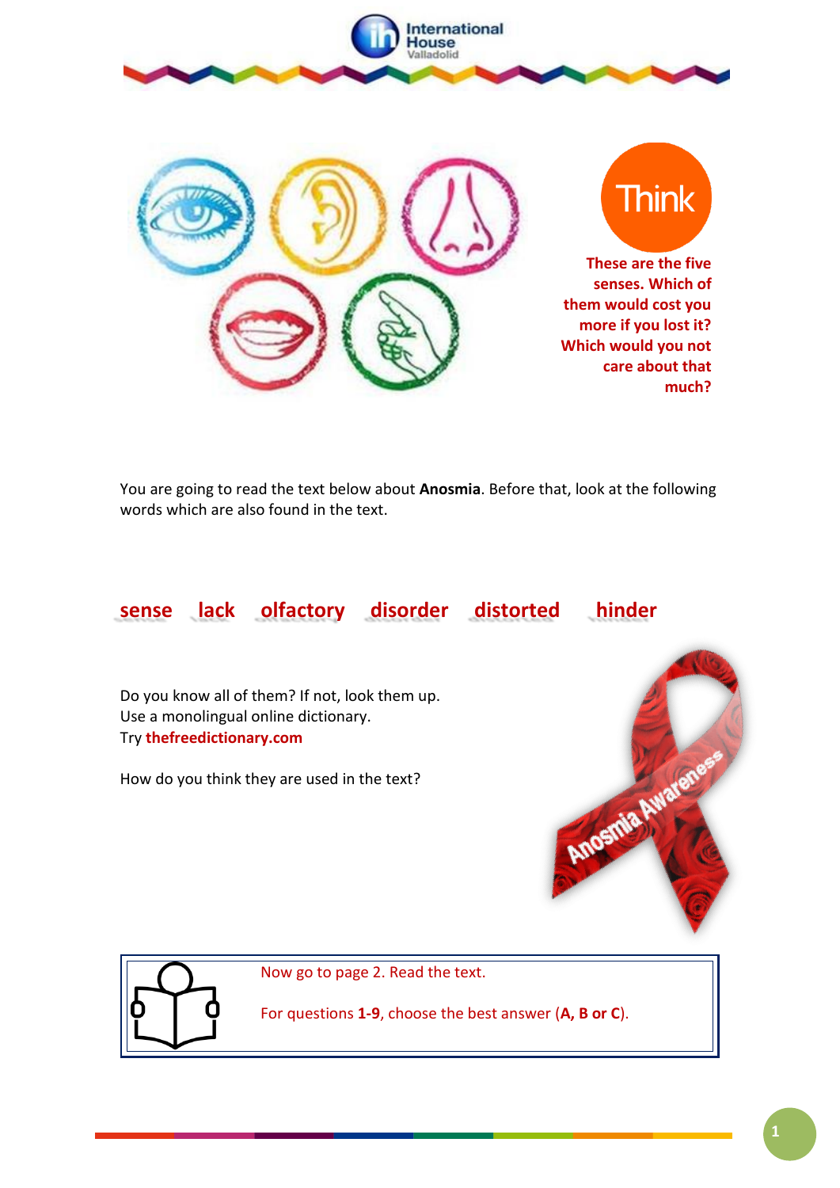Think

**These are the five senses. Which of them would cost you more if you lost it? Which would you not care about that much?**

You are going to read the text below about **Anosmia**. Before that, look at the following words which are also found in the text.

**sense** **lack** **olfactory** **disorder** **distorted** **hinder**

Do you know all of them? If not, look them up.
Use a monolingual online dictionary.
Try **thefreedictionary.com**

How do you think they are used in the text?

Now go to page 2. Read the text.

For questions **1-9**, choose the best answer (**A, B or C**).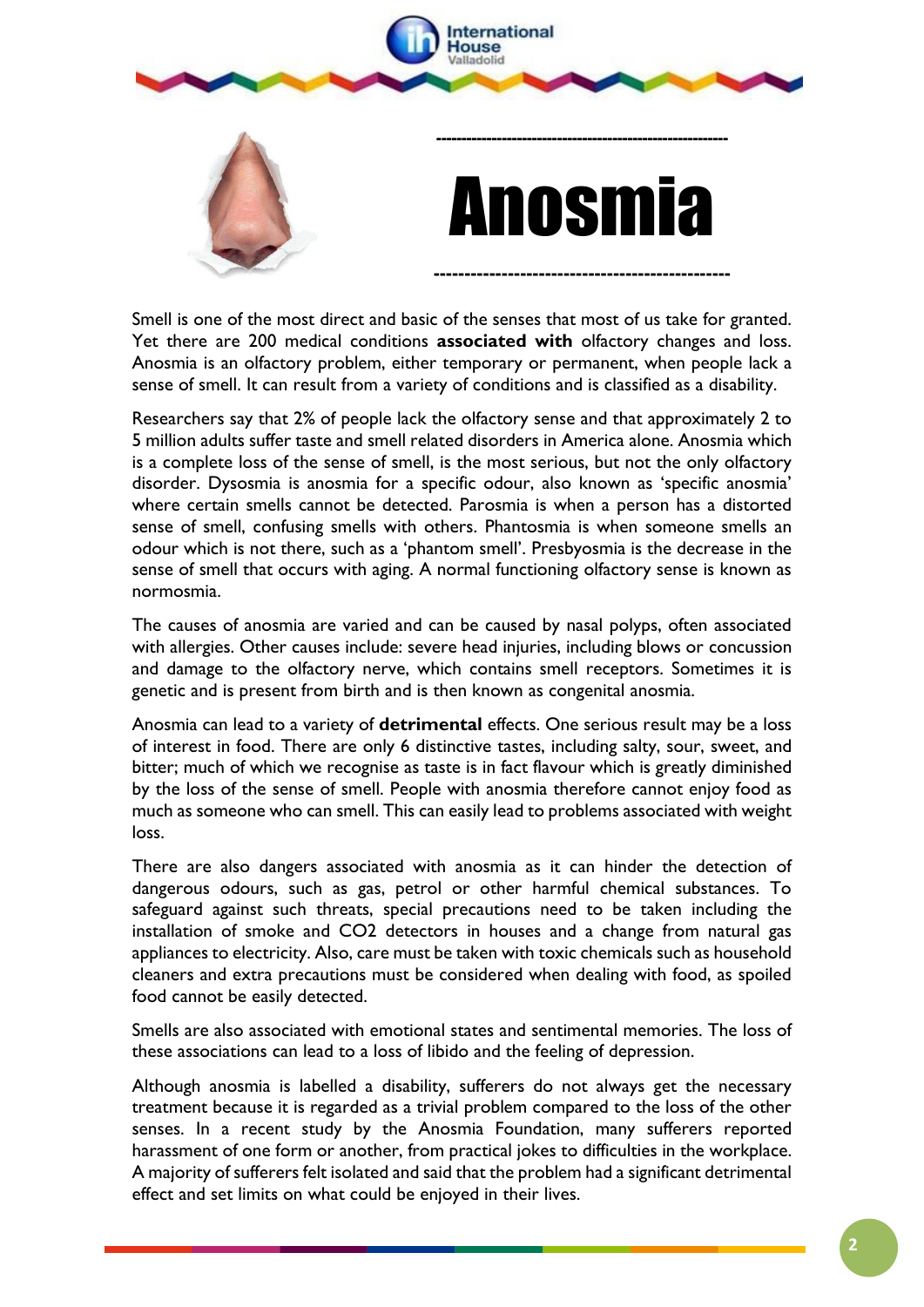# Anosmia

Smell is one of the most direct and basic of the senses that most of us take for granted. Yet there are 200 medical conditions **associated with** olfactory changes and loss. Anosmia is an olfactory problem, either temporary or permanent, when people lack a sense of smell. It can result from a variety of conditions and is classified as a disability.

Researchers say that 2% of people lack the olfactory sense and that approximately 2 to 5 million adults suffer taste and smell related disorders in America alone. Anosmia which is a complete loss of the sense of smell, is the most serious, but not the only olfactory disorder. Dysosmia is anosmia for a specific odour, also known as 'specific anosmia' where certain smells cannot be detected. Parosmia is when a person has a distorted sense of smell, confusing smells with others. Phantosmia is when someone smells an odour which is not there, such as a 'phantom smell'. Presbyosmia is the decrease in the sense of smell that occurs with aging. A normal functioning olfactory sense is known as normosmia.

The causes of anosmia are varied and can be caused by nasal polyps, often associated with allergies. Other causes include: severe head injuries, including blows or concussion and damage to the olfactory nerve, which contains smell receptors. Sometimes it is genetic and is present from birth and is then known as congenital anosmia.

Anosmia can lead to a variety of **detrimental** effects. One serious result may be a loss of interest in food. There are only 6 distinctive tastes, including salty, sour, sweet, and bitter; much of which we recognise as taste is in fact flavour which is greatly diminished by the loss of the sense of smell. People with anosmia therefore cannot enjoy food as much as someone who can smell. This can easily lead to problems associated with weight loss.

There are also dangers associated with anosmia as it can hinder the detection of dangerous odours, such as gas, petrol or other harmful chemical substances. To safeguard against such threats, special precautions need to be taken including the installation of smoke and $CO_2$ detectors in houses and a change from natural gas appliances to electricity. Also, care must be taken with toxic chemicals such as household cleaners and extra precautions must be considered when dealing with food, as spoiled food cannot be easily detected.

Smells are also associated with emotional states and sentimental memories. The loss of these associations can lead to a loss of libido and the feeling of depression.

Although anosmia is labelled a disability, sufferers do not always get the necessary treatment because it is regarded as a trivial problem compared to the loss of the other senses. In a recent study by the Anosmia Foundation, many sufferers reported harassment of one form or another, from practical jokes to difficulties in the workplace. A majority of sufferers felt isolated and said that the problem had a significant detrimental effect and set limits on what could be enjoyed in their lives.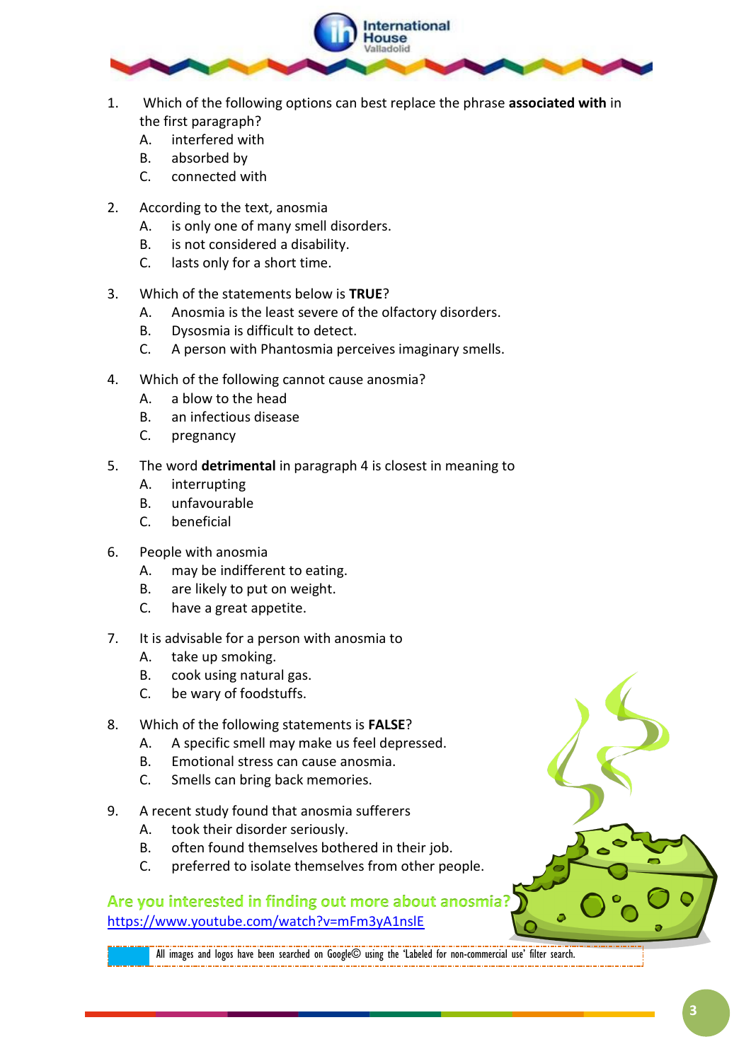1. Which of the following options can best replace the phrase **associated with** in the first paragraph?
   A. interfered with
   B. absorbed by
   C. connected with

2. According to the text, anosmia
   A. is only one of many smell disorders.
   B. is not considered a disability.
   C. lasts only for a short time.

3. Which of the statements below is **TRUE**?
   A. Anosmia is the least severe of the olfactory disorders.
   B. Dysosmia is difficult to detect.
   C. A person with Phantosmia perceives imaginary smells.

4. Which of the following cannot cause anosmia?
   A. a blow to the head
   B. an infectious disease
   C. pregnancy

5. The word **detrimental** in paragraph 4 is closest in meaning to
   A. interrupting
   B. unfavourable
   C. beneficial

6. People with anosmia
   A. may be indifferent to eating.
   B. are likely to put on weight.
   C. have a great appetite.

7. It is advisable for a person with anosmia to
   A. take up smoking.
   B. cook using natural gas.
   C. be wary of foodstuffs.

8. Which of the following statements is **FALSE**?
   A. A specific smell may make us feel depressed.
   B. Emotional stress can cause anosmia.
   C. Smells can bring back memories.

9. A recent study found that anosmia sufferers
   A. took their disorder seriously.
   B. often found themselves bothered in their job.
   C. preferred to isolate themselves from other people.

**Are you interested in finding out more about anosmia?**
https://www.youtube.com/watch?v=mFm3yA1nslE

All images and logos have been searched on Google© using the 'Labeled for non-commercial use' filter search.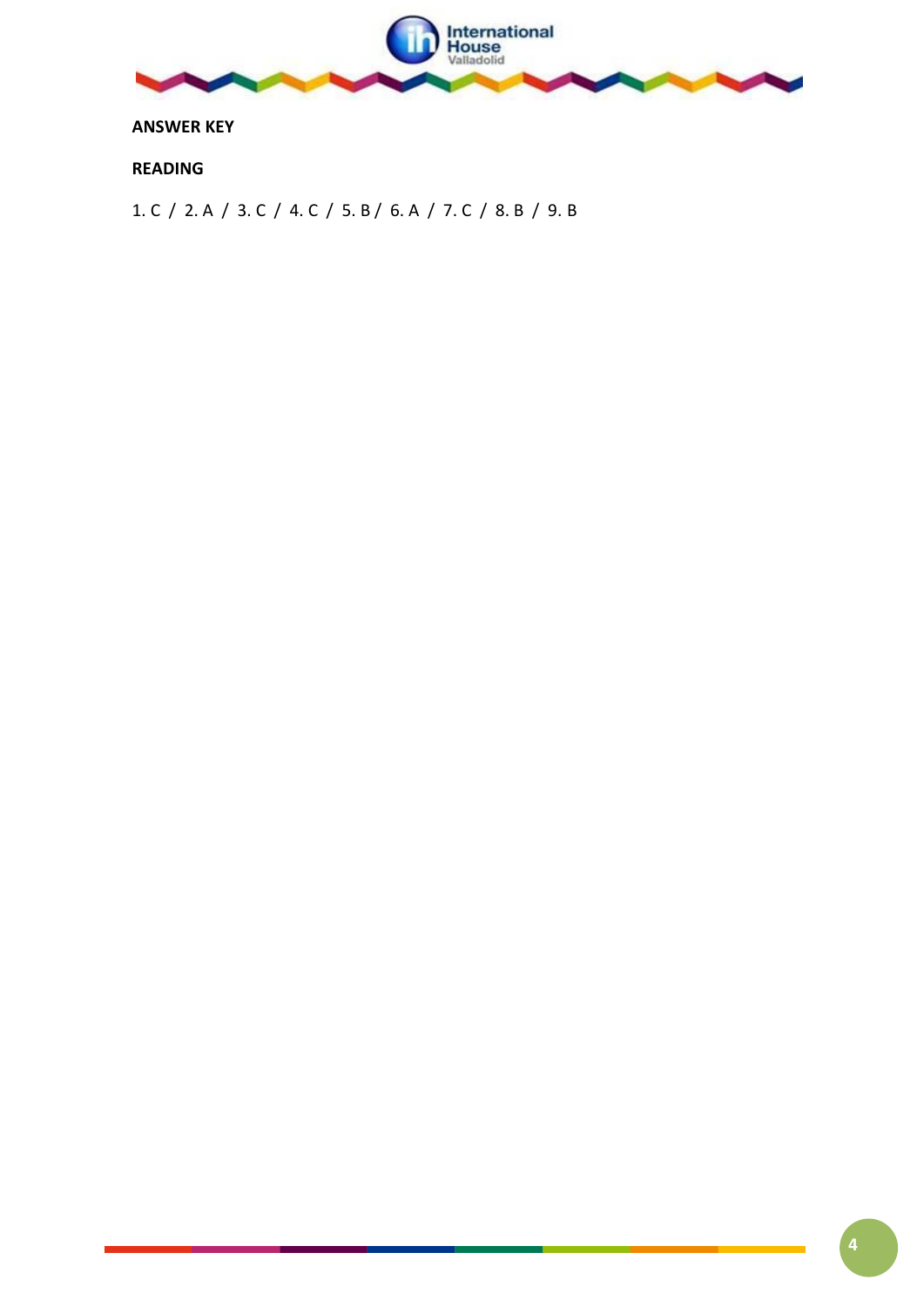**ANSWER KEY**

**READING**

1. C / 2. A / 3. C / 4. C / 5. B / 6. A / 7. C / 8. B / 9. B